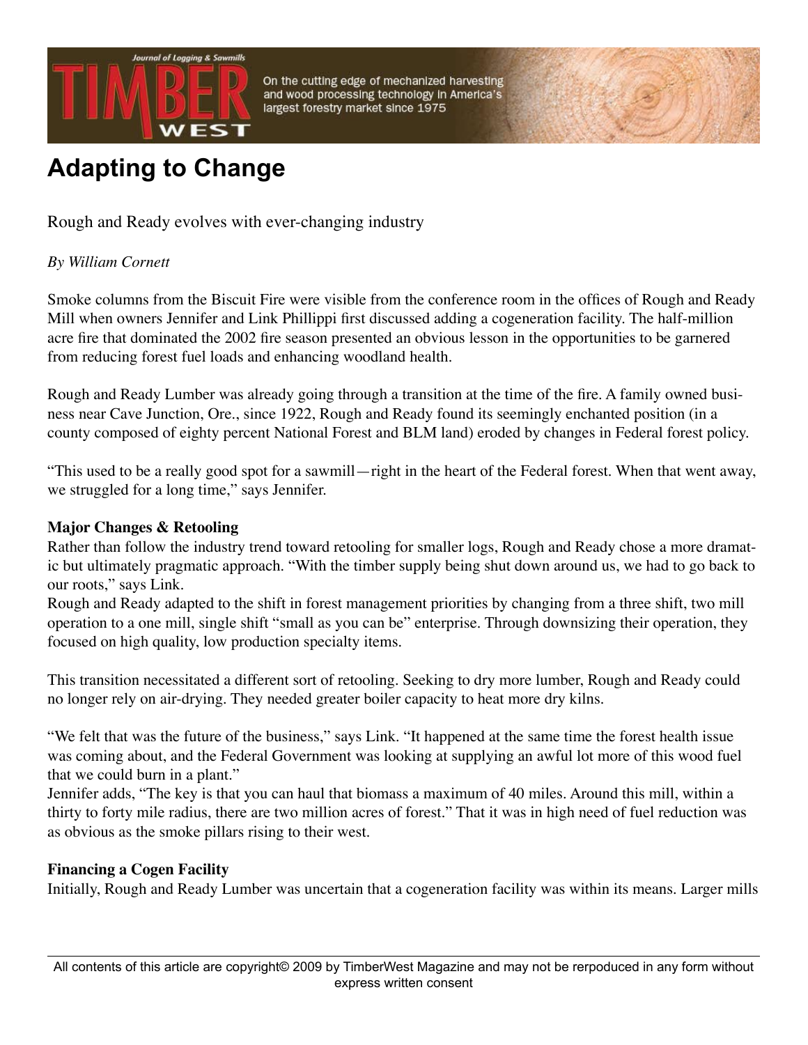# Adapting to Change

Rough and Ready evolves with ever-changing industry

*By William Cornett*

Smoke columns from the Biscuit Fire were visible from the conference room in the offices of Rough and Ready Mill when owners Jennifer and Link Phillippi first discussed adding a cogeneration facility. The half-million acre fire that dominated the 2002 fire season presented an obvious lesson in the opportunities to be garnered from reducing forest fuel loads and enhancing woodland health.

Rough and Ready Lumber was already going through a transition at the time of the fire. A family owned business near Cave Junction, Ore., since 1922, Rough and Ready found its seemingly enchanted position (in a county composed of eighty percent National Forest and BLM land) eroded by changes in Federal forest policy.

"This used to be a really good spot for a sawmill—right in the heart of the Federal forest. When that went away, we struggled for a long time," says Jennifer.

**Major Changes & Retooling**

Rather than follow the industry trend toward retooling for smaller logs, Rough and Ready chose a more dramatic but ultimately pragmatic approach. "With the timber supply being shut down around us, we had to go back to our roots," says Link.

Rough and Ready adapted to the shift in forest management priorities by changing from a three shift, two mill operation to a one mill, single shift "small as you can be" enterprise. Through downsizing their operation, they focused on high quality, low production specialty items.

This transition necessitated a different sort of retooling. Seeking to dry more lumber, Rough and Ready could no longer rely on air-drying. They needed greater boiler capacity to heat more dry kilns.

"We felt that was the future of the business," says Link. "It happened at the same time the forest health issue was coming about, and the Federal Government was looking at supplying an awful lot more of this wood fuel that we could burn in a plant."

Jennifer adds, "The key is that you can haul that biomass a maximum of 40 miles. Around this mill, within a thirty to forty mile radius, there are two million acres of forest." That it was in high need of fuel reduction was as obvious as the smoke pillars rising to their west.

**Financing a Cogen Facility**

Initially, Rough and Ready Lumber was uncertain that a cogeneration facility was within its means. Larger mills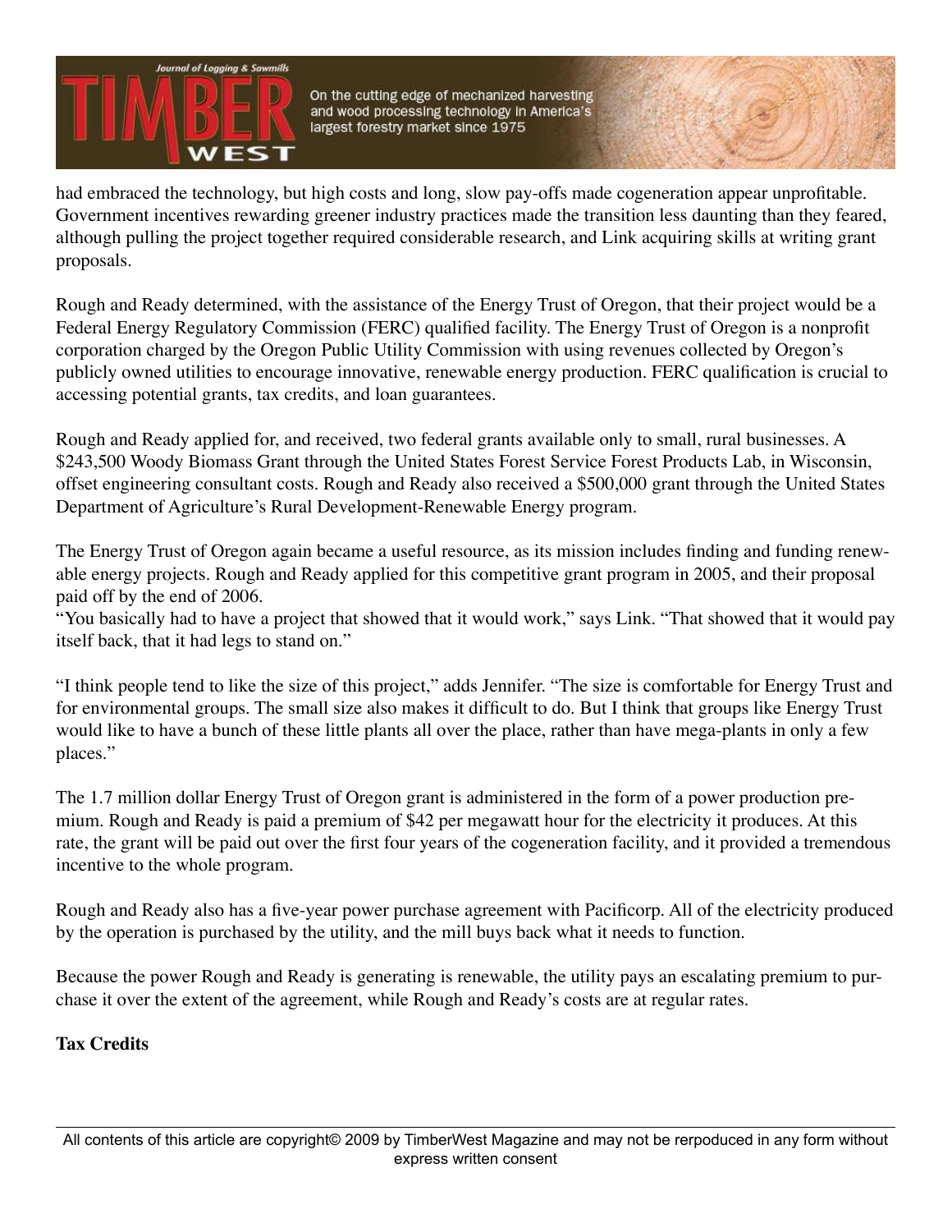had embraced the technology, but high costs and long, slow pay-offs made cogeneration appear unprofitable. Government incentives rewarding greener industry practices made the transition less daunting than they feared, although pulling the project together required considerable research, and Link acquiring skills at writing grant proposals.

Rough and Ready determined, with the assistance of the Energy Trust of Oregon, that their project would be a Federal Energy Regulatory Commission (FERC) qualified facility. The Energy Trust of Oregon is a nonprofit corporation charged by the Oregon Public Utility Commission with using revenues collected by Oregon's publicly owned utilities to encourage innovative, renewable energy production. FERC qualification is crucial to accessing potential grants, tax credits, and loan guarantees.

Rough and Ready applied for, and received, two federal grants available only to small, rural businesses. A $243,500 Woody Biomass Grant through the United States Forest Service Forest Products Lab, in Wisconsin, offset engineering consultant costs. Rough and Ready also received a $500,000 grant through the United States Department of Agriculture's Rural Development-Renewable Energy program.

The Energy Trust of Oregon again became a useful resource, as its mission includes finding and funding renewable energy projects. Rough and Ready applied for this competitive grant program in 2005, and their proposal paid off by the end of 2006.

"You basically had to have a project that showed that it would work," says Link. "That showed that it would pay itself back, that it had legs to stand on."

"I think people tend to like the size of this project," adds Jennifer. "The size is comfortable for Energy Trust and for environmental groups. The small size also makes it difficult to do. But I think that groups like Energy Trust would like to have a bunch of these little plants all over the place, rather than have mega-plants in only a few places."

The 1.7 million dollar Energy Trust of Oregon grant is administered in the form of a power production premium. Rough and Ready is paid a premium of $42 per megawatt hour for the electricity it produces. At this rate, the grant will be paid out over the first four years of the cogeneration facility, and it provided a tremendous incentive to the whole program.

Rough and Ready also has a five-year power purchase agreement with Pacificorp. All of the electricity produced by the operation is purchased by the utility, and the mill buys back what it needs to function.

Because the power Rough and Ready is generating is renewable, the utility pays an escalating premium to purchase it over the extent of the agreement, while Rough and Ready's costs are at regular rates.

**Tax Credits**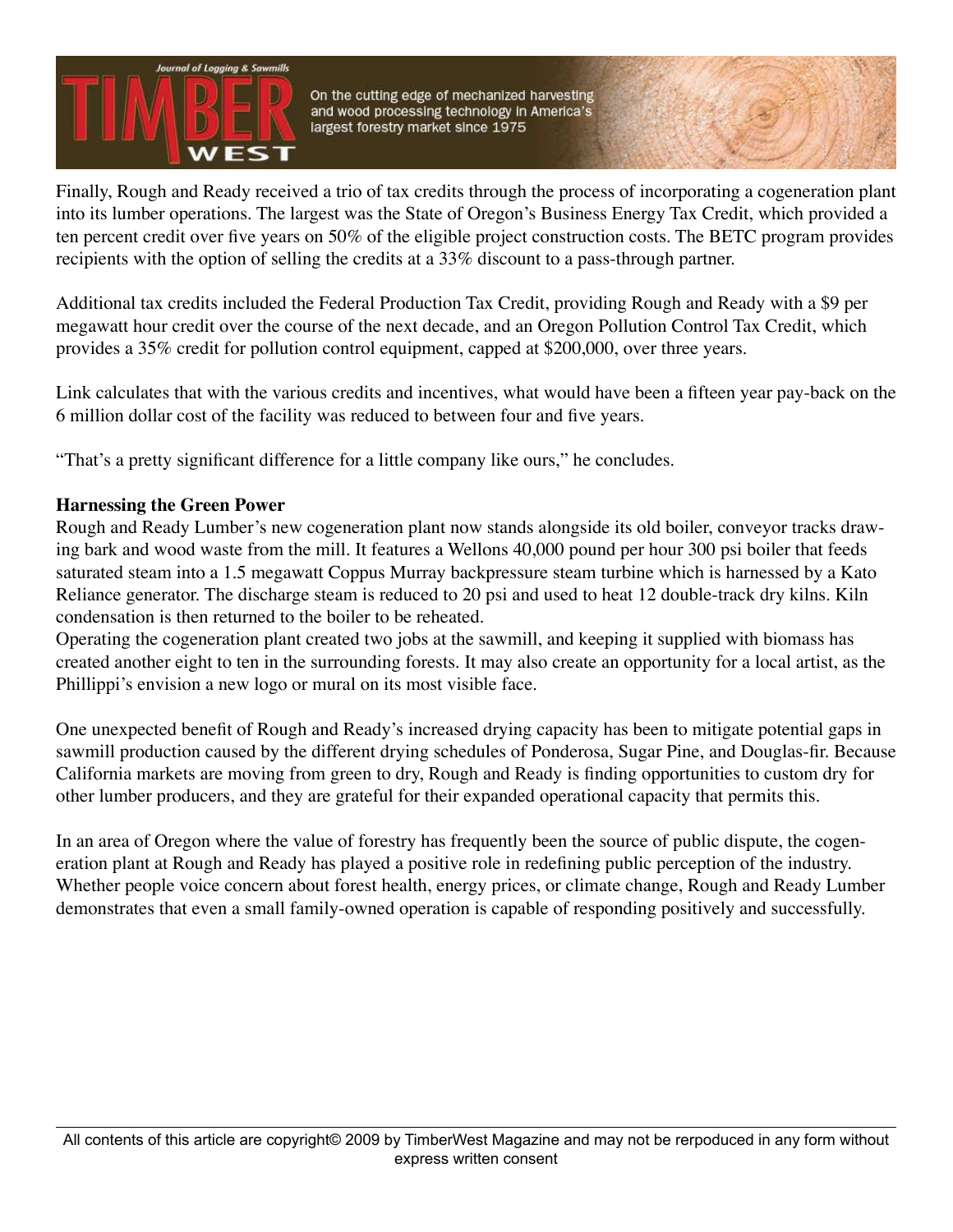Finally, Rough and Ready received a trio of tax credits through the process of incorporating a cogeneration plant into its lumber operations. The largest was the State of Oregon's Business Energy Tax Credit, which provided a ten percent credit over five years on 50% of the eligible project construction costs. The BETC program provides recipients with the option of selling the credits at a 33% discount to a pass-through partner.

Additional tax credits included the Federal Production Tax Credit, providing Rough and Ready with a $9 per megawatt hour credit over the course of the next decade, and an Oregon Pollution Control Tax Credit, which provides a 35% credit for pollution control equipment, capped at $200,000, over three years.

Link calculates that with the various credits and incentives, what would have been a fifteen year pay-back on the 6 million dollar cost of the facility was reduced to between four and five years.

"That's a pretty significant difference for a little company like ours," he concludes.

**Harnessing the Green Power**

Rough and Ready Lumber's new cogeneration plant now stands alongside its old boiler, conveyor tracks drawing bark and wood waste from the mill. It features a Wellons 40,000 pound per hour 300 psi boiler that feeds saturated steam into a 1.5 megawatt Coppus Murray backpressure steam turbine which is harnessed by a Kato Reliance generator. The discharge steam is reduced to 20 psi and used to heat 12 double-track dry kilns. Kiln condensation is then returned to the boiler to be reheated.

Operating the cogeneration plant created two jobs at the sawmill, and keeping it supplied with biomass has created another eight to ten in the surrounding forests. It may also create an opportunity for a local artist, as the Phillippi's envision a new logo or mural on its most visible face.

One unexpected benefit of Rough and Ready's increased drying capacity has been to mitigate potential gaps in sawmill production caused by the different drying schedules of Ponderosa, Sugar Pine, and Douglas-fir. Because California markets are moving from green to dry, Rough and Ready is finding opportunities to custom dry for other lumber producers, and they are grateful for their expanded operational capacity that permits this.

In an area of Oregon where the value of forestry has frequently been the source of public dispute, the cogeneration plant at Rough and Ready has played a positive role in redefining public perception of the industry. Whether people voice concern about forest health, energy prices, or climate change, Rough and Ready Lumber demonstrates that even a small family-owned operation is capable of responding positively and successfully.